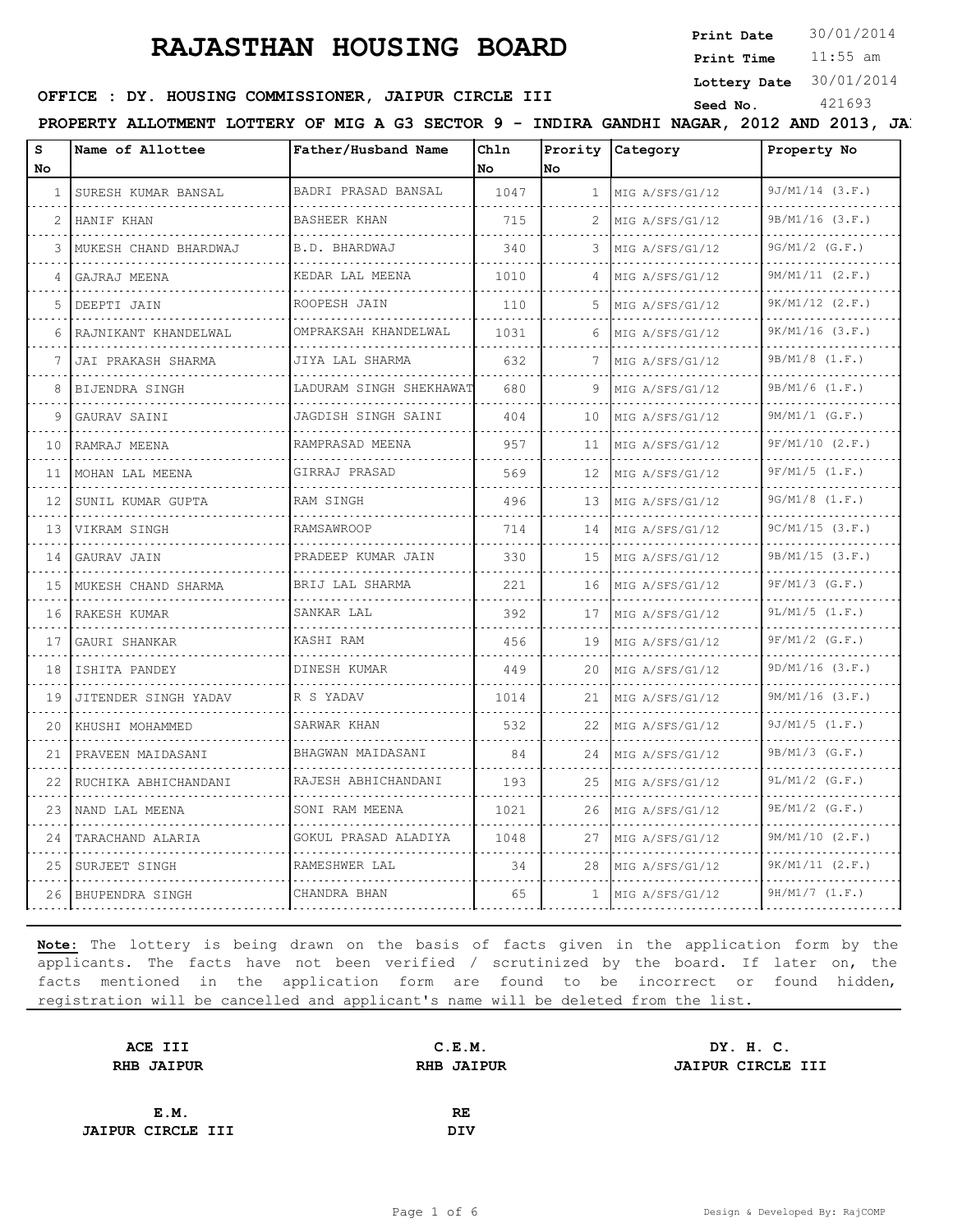# RAJASTHAN HOUSING BOARD

**Print Date** 30/01/2014
**Print Time** 11:55 am
**Lottery Date** 30/01/2014
**Seed No.** 421693

**OFFICE : DY. HOUSING COMMISSIONER, JAIPUR CIRCLE III**

**PROPERTY ALLOTMENT LOTTERY OF MIG A G3 SECTOR 9 - INDIRA GANDHI NAGAR, 2012 AND 2013, JA**

| S No | Name of Allottee | Father/Husband Name | Chln No | Prority No | Category | Property No |
|---|---|---|---|---|---|---|
| 1 | SURESH KUMAR BANSAL | BADRI PRASAD BANSAL | 1047 | 1 | MIG A/SFS/G1/12 | 9J/M1/14 (3.F.) |
| 2 | HANIF KHAN | BASHEER KHAN | 715 | 2 | MIG A/SFS/G1/12 | 9B/M1/16 (3.F.) |
| 3 | MUKESH CHAND BHARDWAJ | B.D. BHARDWAJ | 340 | 3 | MIG A/SFS/G1/12 | 9G/M1/2 (G.F.) |
| 4 | GAJRAJ MEENA | KEDAR LAL MEENA | 1010 | 4 | MIG A/SFS/G1/12 | 9M/M1/11 (2.F.) |
| 5 | DEEPTI JAIN | ROOPESH JAIN | 110 | 5 | MIG A/SFS/G1/12 | 9K/M1/12 (2.F.) |
| 6 | RAJNIKANT KHANDELWAL | OMPRAKSAH KHANDELWAL | 1031 | 6 | MIG A/SFS/G1/12 | 9K/M1/16 (3.F.) |
| 7 | JAI PRAKASH SHARMA | JIYA LAL SHARMA | 632 | 7 | MIG A/SFS/G1/12 | 9B/M1/8 (1.F.) |
| 8 | BIJENDRA SINGH | LADURAM SINGH SHEKHAWAT | 680 | 9 | MIG A/SFS/G1/12 | 9B/M1/6 (1.F.) |
| 9 | GAURAV SAINI | JAGDISH SINGH SAINI | 404 | 10 | MIG A/SFS/G1/12 | 9M/M1/1 (G.F.) |
| 10 | RAMRAJ MEENA | RAMPRASAD MEENA | 957 | 11 | MIG A/SFS/G1/12 | 9F/M1/10 (2.F.) |
| 11 | MOHAN LAL MEENA | GIRRAJ PRASAD | 569 | 12 | MIG A/SFS/G1/12 | 9F/M1/5 (1.F.) |
| 12 | SUNIL KUMAR GUPTA | RAM SINGH | 496 | 13 | MIG A/SFS/G1/12 | 9G/M1/8 (1.F.) |
| 13 | VIKRAM SINGH | RAMSAWROOP | 714 | 14 | MIG A/SFS/G1/12 | 9C/M1/15 (3.F.) |
| 14 | GAURAV JAIN | PRADEEP KUMAR JAIN | 330 | 15 | MIG A/SFS/G1/12 | 9B/M1/15 (3.F.) |
| 15 | MUKESH CHAND SHARMA | BRIJ LAL SHARMA | 221 | 16 | MIG A/SFS/G1/12 | 9F/M1/3 (G.F.) |
| 16 | RAKESH KUMAR | SANKAR LAL | 392 | 17 | MIG A/SFS/G1/12 | 9L/M1/5 (1.F.) |
| 17 | GAURI SHANKAR | KASHI RAM | 456 | 19 | MIG A/SFS/G1/12 | 9F/M1/2 (G.F.) |
| 18 | ISHITA PANDEY | DINESH KUMAR | 449 | 20 | MIG A/SFS/G1/12 | 9D/M1/16 (3.F.) |
| 19 | JITENDER SINGH YADAV | R S YADAV | 1014 | 21 | MIG A/SFS/G1/12 | 9M/M1/16 (3.F.) |
| 20 | KHUSHI MOHAMMED | SARWAR KHAN | 532 | 22 | MIG A/SFS/G1/12 | 9J/M1/5 (1.F.) |
| 21 | PRAVEEN MAIDASANI | BHAGWAN MAIDASANI | 84 | 24 | MIG A/SFS/G1/12 | 9B/M1/3 (G.F.) |
| 22 | RUCHIKA ABHICHANDANI | RAJESH ABHICHANDANI | 193 | 25 | MIG A/SFS/G1/12 | 9L/M1/2 (G.F.) |
| 23 | NAND LAL MEENA | SONI RAM MEENA | 1021 | 26 | MIG A/SFS/G1/12 | 9E/M1/2 (G.F.) |
| 24 | TARACHAND ALARIA | GOKUL PRASAD ALADIYA | 1048 | 27 | MIG A/SFS/G1/12 | 9M/M1/10 (2.F.) |
| 25 | SURJEET SINGH | RAMESHWER LAL | 34 | 28 | MIG A/SFS/G1/12 | 9K/M1/11 (2.F.) |
| 26 | BHUPENDRA SINGH | CHANDRA BHAN | 65 | 1 | MIG A/SFS/G1/12 | 9H/M1/7 (1.F.) |

**Note:** The lottery is being drawn on the basis of facts given in the application form by the applicants. The facts have not been verified / scrutinized by the board. If later on, the facts mentioned in the application form are found to be incorrect or found hidden, registration will be cancelled and applicant's name will be deleted from the list.

| | | |
|---|---|---|
| **ACE III**<br>**RHB JAIPUR** | **C.E.M.**<br>**RHB JAIPUR** | **DY. H. C.**<br>**JAIPUR CIRCLE III** |
| **E.M.**<br>**JAIPUR CIRCLE III** | **RE**<br>**DIV** | |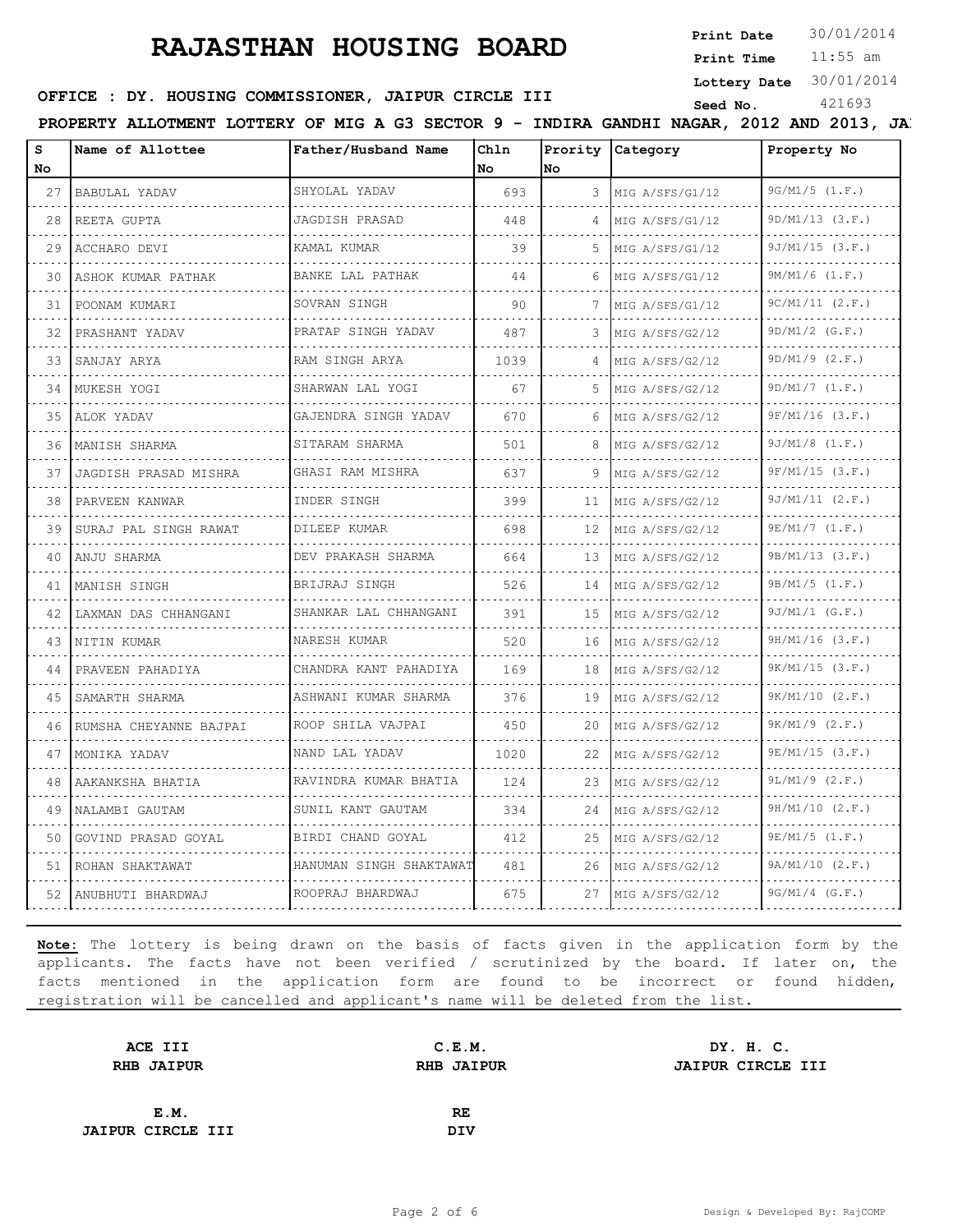# RAJASTHAN HOUSING BOARD

**Print Date** 30/01/2014
**Print Time** 11:55 am
**Lottery Date** 30/01/2014
**Seed No.** 421693

**OFFICE : DY. HOUSING COMMISSIONER, JAIPUR CIRCLE III**

**PROPERTY ALLOTMENT LOTTERY OF MIG A G3 SECTOR 9 - INDIRA GANDHI NAGAR, 2012 AND 2013, JA**

| S No | Name of Allottee | Father/Husband Name | Chln No | Prority No | Category | Property No |
|---|---|---|---|---|---|---|
| 27 | BABULAL YADAV | SHYOLAL YADAV | 693 | 3 | MIG A/SFS/G1/12 | 9G/M1/5 (1.F.) |
| 28 | REETA GUPTA | JAGDISH PRASAD | 448 | 4 | MIG A/SFS/G1/12 | 9D/M1/13 (3.F.) |
| 29 | ACCHARO DEVI | KAMAL KUMAR | 39 | 5 | MIG A/SFS/G1/12 | 9J/M1/15 (3.F.) |
| 30 | ASHOK KUMAR PATHAK | BANKE LAL PATHAK | 44 | 6 | MIG A/SFS/G1/12 | 9M/M1/6 (1.F.) |
| 31 | POONAM KUMARI | SOVRAN SINGH | 90 | 7 | MIG A/SFS/G1/12 | 9C/M1/11 (2.F.) |
| 32 | PRASHANT YADAV | PRATAP SINGH YADAV | 487 | 3 | MIG A/SFS/G2/12 | 9D/M1/2 (G.F.) |
| 33 | SANJAY ARYA | RAM SINGH ARYA | 1039 | 4 | MIG A/SFS/G2/12 | 9D/M1/9 (2.F.) |
| 34 | MUKESH YOGI | SHARWAN LAL YOGI | 67 | 5 | MIG A/SFS/G2/12 | 9D/M1/7 (1.F.) |
| 35 | ALOK YADAV | GAJENDRA SINGH YADAV | 670 | 6 | MIG A/SFS/G2/12 | 9F/M1/16 (3.F.) |
| 36 | MANISH SHARMA | SITARAM SHARMA | 501 | 8 | MIG A/SFS/G2/12 | 9J/M1/8 (1.F.) |
| 37 | JAGDISH PRASAD MISHRA | GHASI RAM MISHRA | 637 | 9 | MIG A/SFS/G2/12 | 9F/M1/15 (3.F.) |
| 38 | PARVEEN KANWAR | INDER SINGH | 399 | 11 | MIG A/SFS/G2/12 | 9J/M1/11 (2.F.) |
| 39 | SURAJ PAL SINGH RAWAT | DILEEP KUMAR | 698 | 12 | MIG A/SFS/G2/12 | 9E/M1/7 (1.F.) |
| 40 | ANJU SHARMA | DEV PRAKASH SHARMA | 664 | 13 | MIG A/SFS/G2/12 | 9B/M1/13 (3.F.) |
| 41 | MANISH SINGH | BRIJRAJ SINGH | 526 | 14 | MIG A/SFS/G2/12 | 9B/M1/5 (1.F.) |
| 42 | LAXMAN DAS CHHANGANI | SHANKAR LAL CHHANGANI | 391 | 15 | MIG A/SFS/G2/12 | 9J/M1/1 (G.F.) |
| 43 | NITIN KUMAR | NARESH KUMAR | 520 | 16 | MIG A/SFS/G2/12 | 9H/M1/16 (3.F.) |
| 44 | PRAVEEN PAHADIYA | CHANDRA KANT PAHADIYA | 169 | 18 | MIG A/SFS/G2/12 | 9K/M1/15 (3.F.) |
| 45 | SAMARTH SHARMA | ASHWANI KUMAR SHARMA | 376 | 19 | MIG A/SFS/G2/12 | 9K/M1/10 (2.F.) |
| 46 | RUMSHA CHEYANNE BAJPAI | ROOP SHILA VAJPAI | 450 | 20 | MIG A/SFS/G2/12 | 9K/M1/9 (2.F.) |
| 47 | MONIKA YADAV | NAND LAL YADAV | 1020 | 22 | MIG A/SFS/G2/12 | 9E/M1/15 (3.F.) |
| 48 | AAKANKSHA BHATIA | RAVINDRA KUMAR BHATIA | 124 | 23 | MIG A/SFS/G2/12 | 9L/M1/9 (2.F.) |
| 49 | NALAMBI GAUTAM | SUNIL KANT GAUTAM | 334 | 24 | MIG A/SFS/G2/12 | 9H/M1/10 (2.F.) |
| 50 | GOVIND PRASAD GOYAL | BIRDI CHAND GOYAL | 412 | 25 | MIG A/SFS/G2/12 | 9E/M1/5 (1.F.) |
| 51 | ROHAN SHAKTAWAT | HANUMAN SINGH SHAKTAWAT | 481 | 26 | MIG A/SFS/G2/12 | 9A/M1/10 (2.F.) |
| 52 | ANUBHUTI BHARDWAJ | ROOPRAJ BHARDWAJ | 675 | 27 | MIG A/SFS/G2/12 | 9G/M1/4 (G.F.) |

**Note:** The lottery is being drawn on the basis of facts given in the application form by the applicants. The facts have not been verified / scrutinized by the board. If later on, the facts mentioned in the application form are found to be incorrect or found hidden, registration will be cancelled and applicant's name will be deleted from the list.

**ACE III**
**RHB JAIPUR**

**C.E.M.**
**RHB JAIPUR**

**DY. H. C.**
**JAIPUR CIRCLE III**

**E.M.**
**JAIPUR CIRCLE III**

**RE**
**DIV**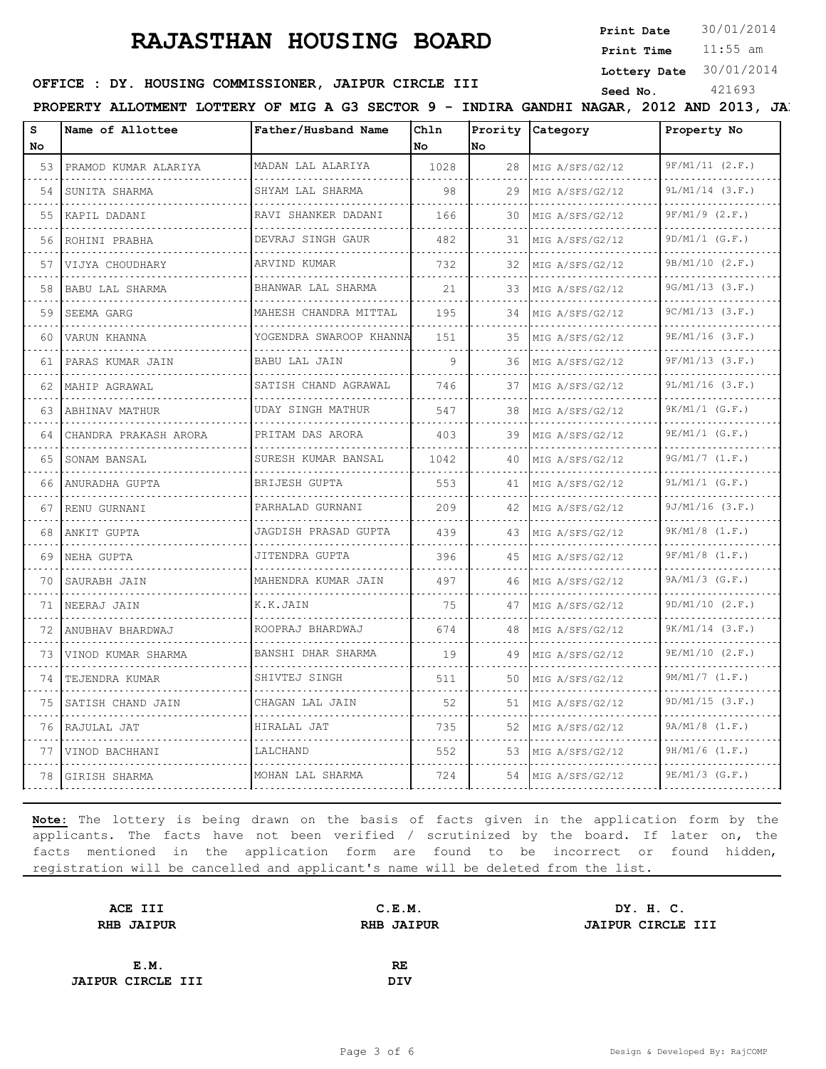# RAJASTHAN HOUSING BOARD

**Print Date** 30/01/2014
**Print Time** 11:55 am
**Lottery Date** 30/01/2014
**Seed No.** 421693

**OFFICE : DY. HOUSING COMMISSIONER, JAIPUR CIRCLE III**

**PROPERTY ALLOTMENT LOTTERY OF MIG A G3 SECTOR 9 - INDIRA GANDHI NAGAR, 2012 AND 2013, JA**

| S No | Name of Allottee | Father/Husband Name | Chln No | Prority No | Category | Property No |
|---|---|---|---|---|---|---|
| 53 | PRAMOD KUMAR ALARIYA | MADAN LAL ALARIYA | 1028 | 28 | MIG A/SFS/G2/12 | 9F/M1/11 (2.F.) |
| 54 | SUNITA SHARMA | SHYAM LAL SHARMA | 98 | 29 | MIG A/SFS/G2/12 | 9L/M1/14 (3.F.) |
| 55 | KAPIL DADANI | RAVI SHANKER DADANI | 166 | 30 | MIG A/SFS/G2/12 | 9F/M1/9 (2.F.) |
| 56 | ROHINI PRABHA | DEVRAJ SINGH GAUR | 482 | 31 | MIG A/SFS/G2/12 | 9D/M1/1 (G.F.) |
| 57 | VIJYA CHOUDHARY | ARVIND KUMAR | 732 | 32 | MIG A/SFS/G2/12 | 9B/M1/10 (2.F.) |
| 58 | BABU LAL SHARMA | BHANWAR LAL SHARMA | 21 | 33 | MIG A/SFS/G2/12 | 9G/M1/13 (3.F.) |
| 59 | SEEMA GARG | MAHESH CHANDRA MITTAL | 195 | 34 | MIG A/SFS/G2/12 | 9C/M1/13 (3.F.) |
| 60 | VARUN KHANNA | YOGENDRA SWAROOP KHANNA | 151 | 35 | MIG A/SFS/G2/12 | 9E/M1/16 (3.F.) |
| 61 | PARAS KUMAR JAIN | BABU LAL JAIN | 9 | 36 | MIG A/SFS/G2/12 | 9F/M1/13 (3.F.) |
| 62 | MAHIP AGRAWAL | SATISH CHAND AGRAWAL | 746 | 37 | MIG A/SFS/G2/12 | 9L/M1/16 (3.F.) |
| 63 | ABHINAV MATHUR | UDAY SINGH MATHUR | 547 | 38 | MIG A/SFS/G2/12 | 9K/M1/1 (G.F.) |
| 64 | CHANDRA PRAKASH ARORA | PRITAM DAS ARORA | 403 | 39 | MIG A/SFS/G2/12 | 9E/M1/1 (G.F.) |
| 65 | SONAM BANSAL | SURESH KUMAR BANSAL | 1042 | 40 | MIG A/SFS/G2/12 | 9G/M1/7 (1.F.) |
| 66 | ANURADHA GUPTA | BRIJESH GUPTA | 553 | 41 | MIG A/SFS/G2/12 | 9L/M1/1 (G.F.) |
| 67 | RENU GURNANI | PARHALAD GURNANI | 209 | 42 | MIG A/SFS/G2/12 | 9J/M1/16 (3.F.) |
| 68 | ANKIT GUPTA | JAGDISH PRASAD GUPTA | 439 | 43 | MIG A/SFS/G2/12 | 9K/M1/8 (1.F.) |
| 69 | NEHA GUPTA | JITENDRA GUPTA | 396 | 45 | MIG A/SFS/G2/12 | 9F/M1/8 (1.F.) |
| 70 | SAURABH JAIN | MAHENDRA KUMAR JAIN | 497 | 46 | MIG A/SFS/G2/12 | 9A/M1/3 (G.F.) |
| 71 | NEERAJ JAIN | K.K.JAIN | 75 | 47 | MIG A/SFS/G2/12 | 9D/M1/10 (2.F.) |
| 72 | ANUBHAV BHARDWAJ | ROOPRAJ BHARDWAJ | 674 | 48 | MIG A/SFS/G2/12 | 9K/M1/14 (3.F.) |
| 73 | VINOD KUMAR SHARMA | BANSHI DHAR SHARMA | 19 | 49 | MIG A/SFS/G2/12 | 9E/M1/10 (2.F.) |
| 74 | TEJENDRA KUMAR | SHIVTEJ SINGH | 511 | 50 | MIG A/SFS/G2/12 | 9M/M1/7 (1.F.) |
| 75 | SATISH CHAND JAIN | CHAGAN LAL JAIN | 52 | 51 | MIG A/SFS/G2/12 | 9D/M1/15 (3.F.) |
| 76 | RAJULAL JAT | HIRALAL JAT | 735 | 52 | MIG A/SFS/G2/12 | 9A/M1/8 (1.F.) |
| 77 | VINOD BACHHANI | LALCHAND | 552 | 53 | MIG A/SFS/G2/12 | 9H/M1/6 (1.F.) |
| 78 | GIRISH SHARMA | MOHAN LAL SHARMA | 724 | 54 | MIG A/SFS/G2/12 | 9E/M1/3 (G.F.) |

**Note:** The lottery is being drawn on the basis of facts given in the application form by the applicants. The facts have not been verified / scrutinized by the board. If later on, the facts mentioned in the application form are found to be incorrect or found hidden, registration will be cancelled and applicant's name will be deleted from the list.

**ACE III**
**RHB JAIPUR**

**C.E.M.**
**RHB JAIPUR**

**DY. H. C.**
**JAIPUR CIRCLE III**

**E.M.**
**JAIPUR CIRCLE III**

**RE**
**DIV**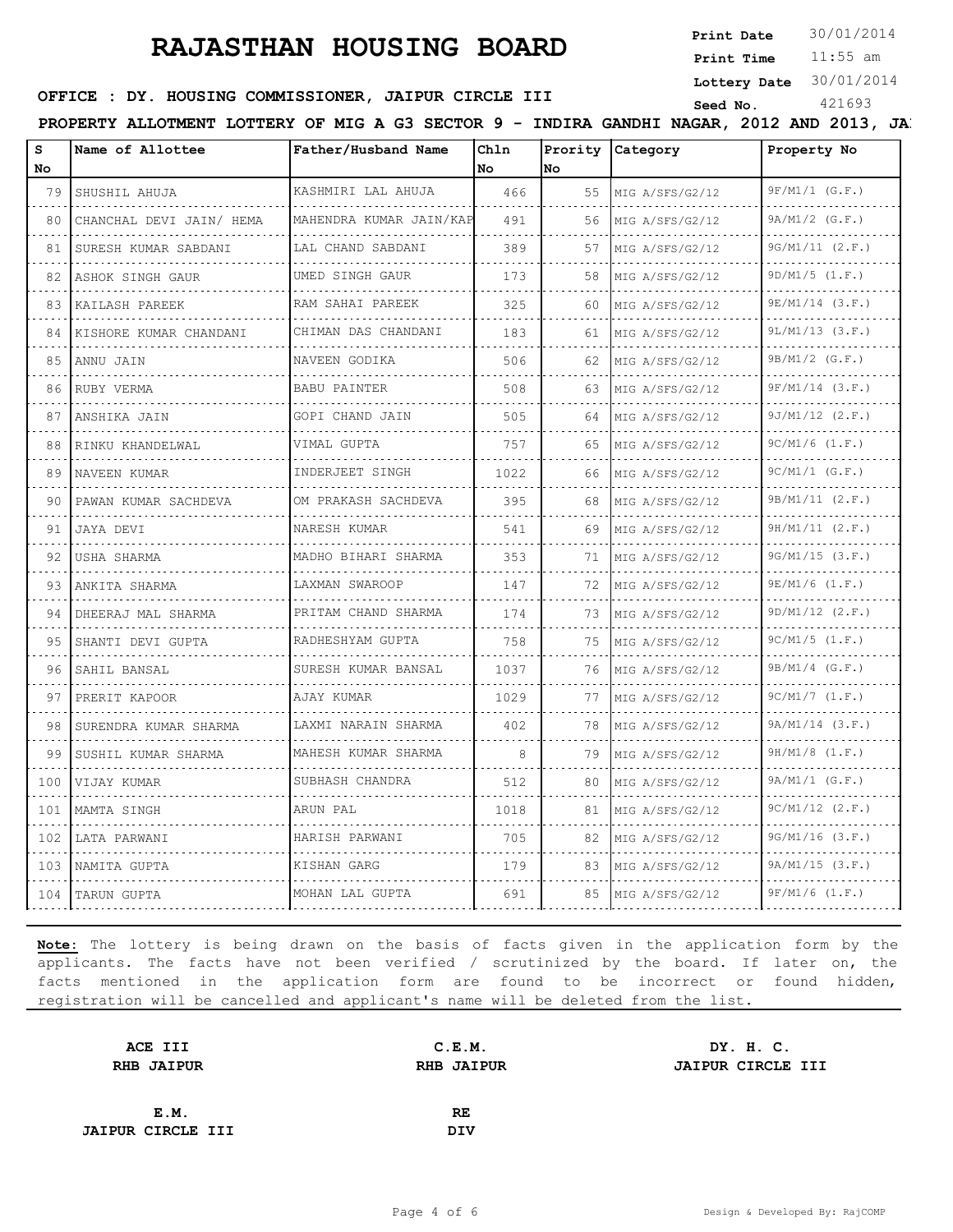# RAJASTHAN HOUSING BOARD

**Print Date** 30/01/2014
**Print Time** 11:55 am
**Lottery Date** 30/01/2014
**Seed No.** 421693

**OFFICE : DY. HOUSING COMMISSIONER, JAIPUR CIRCLE III**

**PROPERTY ALLOTMENT LOTTERY OF MIG A G3 SECTOR 9 - INDIRA GANDHI NAGAR, 2012 AND 2013, JA**

| S No | Name of Allottee | Father/Husband Name | Chln No | Prority No | Category | Property No |
|---|---|---|---|---|---|---|
| 79 | SHUSHIL AHUJA | KASHMIRI LAL AHUJA | 466 | 55 | MIG A/SFS/G2/12 | 9F/M1/1 (G.F.) |
| 80 | CHANCHAL DEVI JAIN/ HEMA | MAHENDRA KUMAR JAIN/KAP | 491 | 56 | MIG A/SFS/G2/12 | 9A/M1/2 (G.F.) |
| 81 | SURESH KUMAR SABDANI | LAL CHAND SABDANI | 389 | 57 | MIG A/SFS/G2/12 | 9G/M1/11 (2.F.) |
| 82 | ASHOK SINGH GAUR | UMED SINGH GAUR | 173 | 58 | MIG A/SFS/G2/12 | 9D/M1/5 (1.F.) |
| 83 | KAILASH PAREEK | RAM SAHAI PAREEK | 325 | 60 | MIG A/SFS/G2/12 | 9E/M1/14 (3.F.) |
| 84 | KISHORE KUMAR CHANDANI | CHIMAN DAS CHANDANI | 183 | 61 | MIG A/SFS/G2/12 | 9L/M1/13 (3.F.) |
| 85 | ANNU JAIN | NAVEEN GODIKA | 506 | 62 | MIG A/SFS/G2/12 | 9B/M1/2 (G.F.) |
| 86 | RUBY VERMA | BABU PAINTER | 508 | 63 | MIG A/SFS/G2/12 | 9F/M1/14 (3.F.) |
| 87 | ANSHIKA JAIN | GOPI CHAND JAIN | 505 | 64 | MIG A/SFS/G2/12 | 9J/M1/12 (2.F.) |
| 88 | RINKU KHANDELWAL | VIMAL GUPTA | 757 | 65 | MIG A/SFS/G2/12 | 9C/M1/6 (1.F.) |
| 89 | NAVEEN KUMAR | INDERJEET SINGH | 1022 | 66 | MIG A/SFS/G2/12 | 9C/M1/1 (G.F.) |
| 90 | PAWAN KUMAR SACHDEVA | OM PRAKASH SACHDEVA | 395 | 68 | MIG A/SFS/G2/12 | 9B/M1/11 (2.F.) |
| 91 | JAYA DEVI | NARESH KUMAR | 541 | 69 | MIG A/SFS/G2/12 | 9H/M1/11 (2.F.) |
| 92 | USHA SHARMA | MADHO BIHARI SHARMA | 353 | 71 | MIG A/SFS/G2/12 | 9G/M1/15 (3.F.) |
| 93 | ANKITA SHARMA | LAXMAN SWAROOP | 147 | 72 | MIG A/SFS/G2/12 | 9E/M1/6 (1.F.) |
| 94 | DHEERAJ MAL SHARMA | PRITAM CHAND SHARMA | 174 | 73 | MIG A/SFS/G2/12 | 9D/M1/12 (2.F.) |
| 95 | SHANTI DEVI GUPTA | RADHESHYAM GUPTA | 758 | 75 | MIG A/SFS/G2/12 | 9C/M1/5 (1.F.) |
| 96 | SAHIL BANSAL | SURESH KUMAR BANSAL | 1037 | 76 | MIG A/SFS/G2/12 | 9B/M1/4 (G.F.) |
| 97 | PRERIT KAPOOR | AJAY KUMAR | 1029 | 77 | MIG A/SFS/G2/12 | 9C/M1/7 (1.F.) |
| 98 | SURENDRA KUMAR SHARMA | LAXMI NARAIN SHARMA | 402 | 78 | MIG A/SFS/G2/12 | 9A/M1/14 (3.F.) |
| 99 | SUSHIL KUMAR SHARMA | MAHESH KUMAR SHARMA | 8 | 79 | MIG A/SFS/G2/12 | 9H/M1/8 (1.F.) |
| 100 | VIJAY KUMAR | SUBHASH CHANDRA | 512 | 80 | MIG A/SFS/G2/12 | 9A/M1/1 (G.F.) |
| 101 | MAMTA SINGH | ARUN PAL | 1018 | 81 | MIG A/SFS/G2/12 | 9C/M1/12 (2.F.) |
| 102 | LATA PARWANI | HARISH PARWANI | 705 | 82 | MIG A/SFS/G2/12 | 9G/M1/16 (3.F.) |
| 103 | NAMITA GUPTA | KISHAN GARG | 179 | 83 | MIG A/SFS/G2/12 | 9A/M1/15 (3.F.) |
| 104 | TARUN GUPTA | MOHAN LAL GUPTA | 691 | 85 | MIG A/SFS/G2/12 | 9F/M1/6 (1.F.) |

**Note:** The lottery is being drawn on the basis of facts given in the application form by the applicants. The facts have not been verified / scrutinized by the board. If later on, the facts mentioned in the application form are found to be incorrect or found hidden, registration will be cancelled and applicant's name will be deleted from the list.

**ACE III**
**RHB JAIPUR**

**C.E.M.**
**RHB JAIPUR**

**DY. H. C.**
**JAIPUR CIRCLE III**

**E.M.**
**JAIPUR CIRCLE III**

**RE**
**DIV**

Design & Developed By: RajCOMP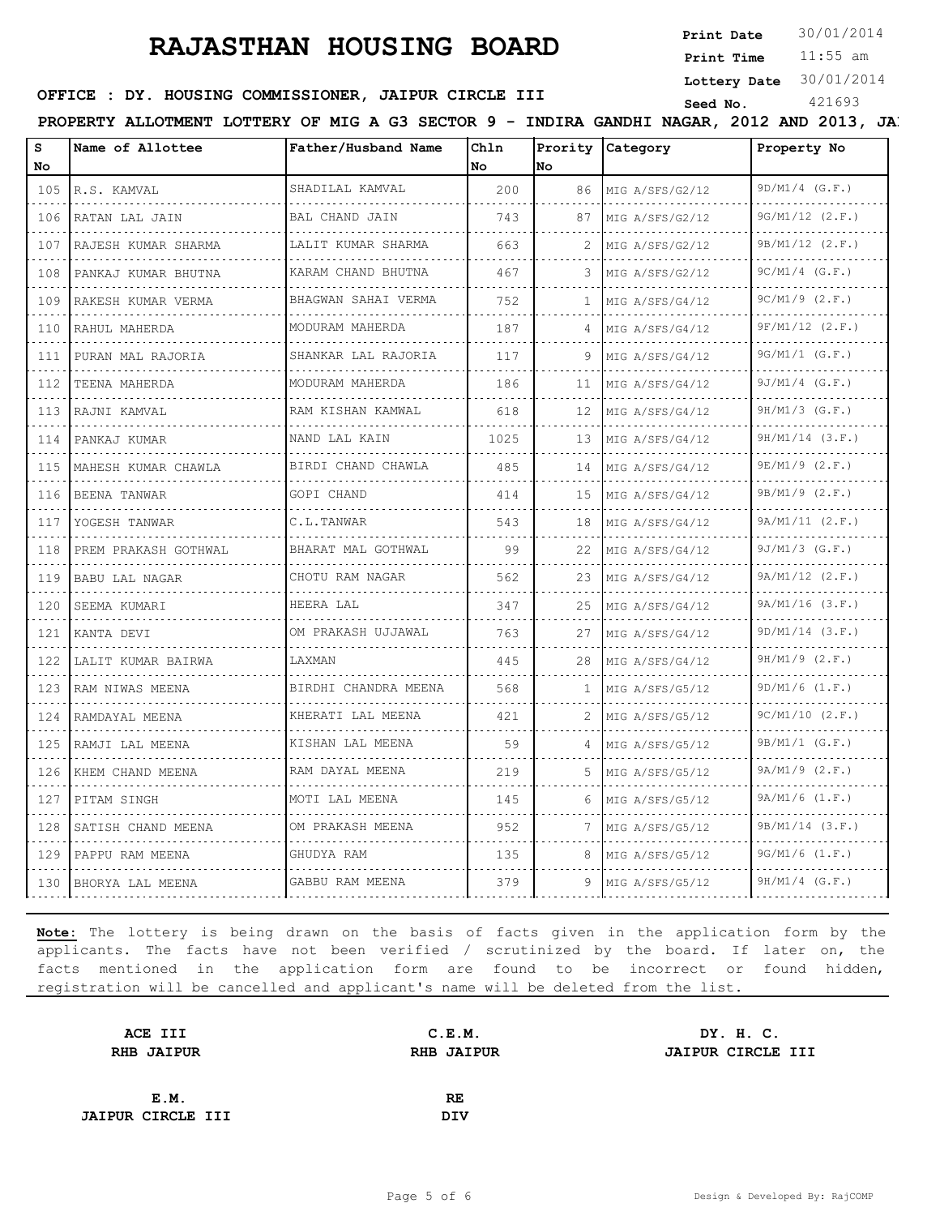# RAJASTHAN HOUSING BOARD

**Print Date** 30/01/2014
**Print Time** 11:55 am
**Lottery Date** 30/01/2014
**Seed No.** 421693

**OFFICE : DY. HOUSING COMMISSIONER, JAIPUR CIRCLE III**

**PROPERTY ALLOTMENT LOTTERY OF MIG A G3 SECTOR 9 - INDIRA GANDHI NAGAR, 2012 AND 2013, JA**

| S No | Name of Allottee | Father/Husband Name | Chln No | Prority No | Category | Property No |
|---|---|---|---|---|---|---|
| 105 | R.S. KAMVAL | SHADILAL KAMVAL | 200 | 86 | MIG A/SFS/G2/12 | 9D/M1/4 (G.F.) |
| 106 | RATAN LAL JAIN | BAL CHAND JAIN | 743 | 87 | MIG A/SFS/G2/12 | 9G/M1/12 (2.F.) |
| 107 | RAJESH KUMAR SHARMA | LALIT KUMAR SHARMA | 663 | 2 | MIG A/SFS/G2/12 | 9B/M1/12 (2.F.) |
| 108 | PANKAJ KUMAR BHUTNA | KARAM CHAND BHUTNA | 467 | 3 | MIG A/SFS/G2/12 | 9C/M1/4 (G.F.) |
| 109 | RAKESH KUMAR VERMA | BHAGWAN SAHAI VERMA | 752 | 1 | MIG A/SFS/G4/12 | 9C/M1/9 (2.F.) |
| 110 | RAHUL MAHERDA | MODURAM MAHERDA | 187 | 4 | MIG A/SFS/G4/12 | 9F/M1/12 (2.F.) |
| 111 | PURAN MAL RAJORIA | SHANKAR LAL RAJORIA | 117 | 9 | MIG A/SFS/G4/12 | 9G/M1/1 (G.F.) |
| 112 | TEENA MAHERDA | MODURAM MAHERDA | 186 | 11 | MIG A/SFS/G4/12 | 9J/M1/4 (G.F.) |
| 113 | RAJNI KAMVAL | RAM KISHAN KAMWAL | 618 | 12 | MIG A/SFS/G4/12 | 9H/M1/3 (G.F.) |
| 114 | PANKAJ KUMAR | NAND LAL KAIN | 1025 | 13 | MIG A/SFS/G4/12 | 9H/M1/14 (3.F.) |
| 115 | MAHESH KUMAR CHAWLA | BIRDI CHAND CHAWLA | 485 | 14 | MIG A/SFS/G4/12 | 9E/M1/9 (2.F.) |
| 116 | BEENA TANWAR | GOPI CHAND | 414 | 15 | MIG A/SFS/G4/12 | 9B/M1/9 (2.F.) |
| 117 | YOGESH TANWAR | C.L.TANWAR | 543 | 18 | MIG A/SFS/G4/12 | 9A/M1/11 (2.F.) |
| 118 | PREM PRAKASH GOTHWAL | BHARAT MAL GOTHWAL | 99 | 22 | MIG A/SFS/G4/12 | 9J/M1/3 (G.F.) |
| 119 | BABU LAL NAGAR | CHOTU RAM NAGAR | 562 | 23 | MIG A/SFS/G4/12 | 9A/M1/12 (2.F.) |
| 120 | SEEMA KUMARI | HEERA LAL | 347 | 25 | MIG A/SFS/G4/12 | 9A/M1/16 (3.F.) |
| 121 | KANTA DEVI | OM PRAKASH UJJAWAL | 763 | 27 | MIG A/SFS/G4/12 | 9D/M1/14 (3.F.) |
| 122 | LALIT KUMAR BAIRWA | LAXMAN | 445 | 28 | MIG A/SFS/G4/12 | 9H/M1/9 (2.F.) |
| 123 | RAM NIWAS MEENA | BIRDHI CHANDRA MEENA | 568 | 1 | MIG A/SFS/G5/12 | 9D/M1/6 (1.F.) |
| 124 | RAMDAYAL MEENA | KHERATI LAL MEENA | 421 | 2 | MIG A/SFS/G5/12 | 9C/M1/10 (2.F.) |
| 125 | RAMJI LAL MEENA | KISHAN LAL MEENA | 59 | 4 | MIG A/SFS/G5/12 | 9B/M1/1 (G.F.) |
| 126 | KHEM CHAND MEENA | RAM DAYAL MEENA | 219 | 5 | MIG A/SFS/G5/12 | 9A/M1/9 (2.F.) |
| 127 | PITAM SINGH | MOTI LAL MEENA | 145 | 6 | MIG A/SFS/G5/12 | 9A/M1/6 (1.F.) |
| 128 | SATISH CHAND MEENA | OM PRAKASH MEENA | 952 | 7 | MIG A/SFS/G5/12 | 9B/M1/14 (3.F.) |
| 129 | PAPPU RAM MEENA | GHUDYA RAM | 135 | 8 | MIG A/SFS/G5/12 | 9G/M1/6 (1.F.) |
| 130 | BHORYA LAL MEENA | GABBU RAM MEENA | 379 | 9 | MIG A/SFS/G5/12 | 9H/M1/4 (G.F.) |

**Note:** The lottery is being drawn on the basis of facts given in the application form by the applicants. The facts have not been verified / scrutinized by the board. If later on, the facts mentioned in the application form are found to be incorrect or found hidden, registration will be cancelled and applicant's name will be deleted from the list.

| | | |
|---|---|---|
| **ACE III**<br>**RHB JAIPUR** | **C.E.M.**<br>**RHB JAIPUR** | **DY. H. C.**<br>**JAIPUR CIRCLE III** |
| **E.M.**<br>**JAIPUR CIRCLE III** | **RE**<br>**DIV** | |

Design & Developed By: RajCOMP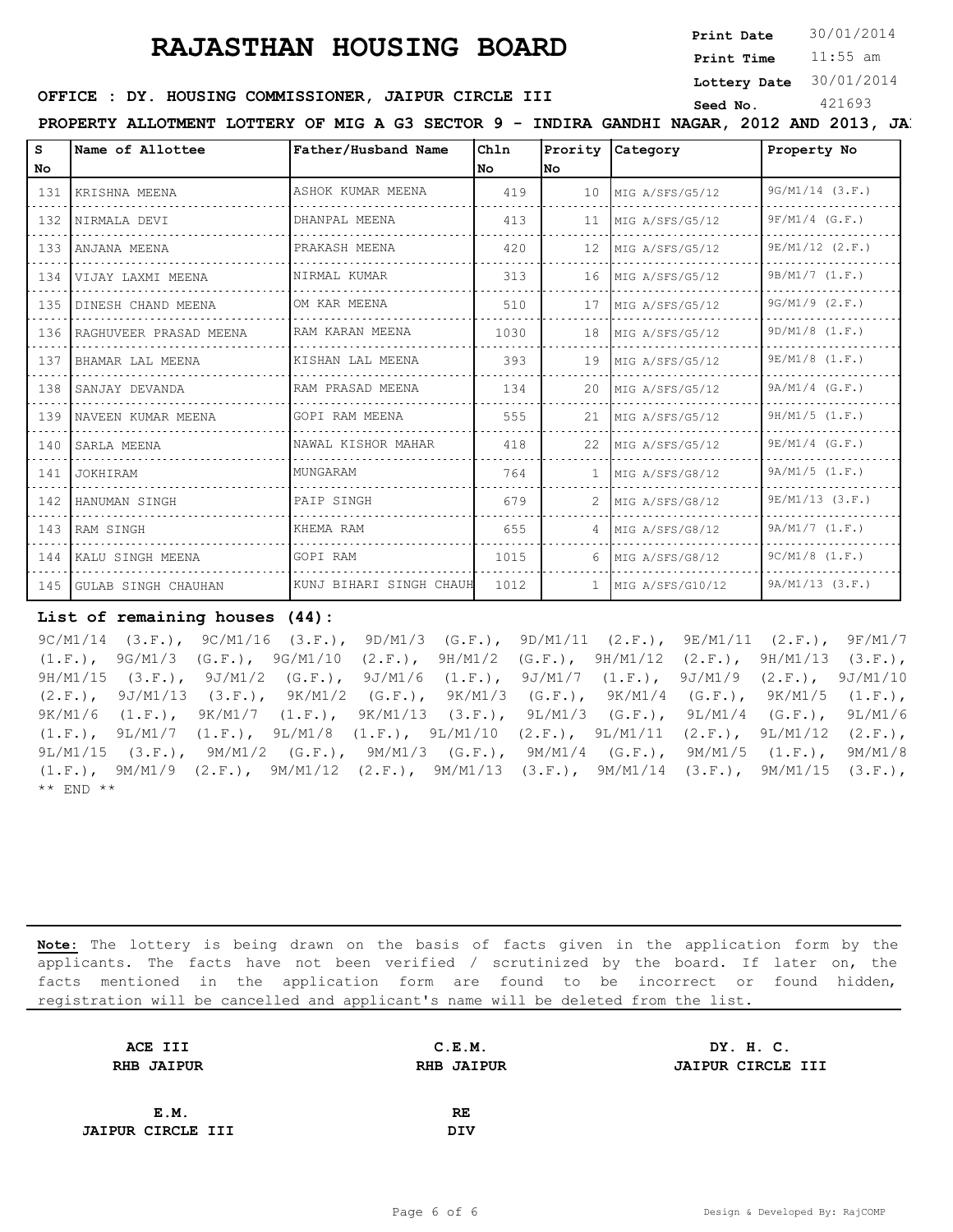# RAJASTHAN HOUSING BOARD

**Print Date** 30/01/2014
**Print Time** 11:55 am
**Lottery Date** 30/01/2014
**Seed No.** 421693

**OFFICE : DY. HOUSING COMMISSIONER, JAIPUR CIRCLE III**

**PROPERTY ALLOTMENT LOTTERY OF MIG A G3 SECTOR 9 - INDIRA GANDHI NAGAR, 2012 AND 2013, JA**

| S No | Name of Allottee | Father/Husband Name | Chln No | Prority No | Category | Property No |
|---|---|---|---|---|---|---|
| 131 | KRISHNA MEENA | ASHOK KUMAR MEENA | 419 | 10 | MIG A/SFS/G5/12 | 9G/M1/14 (3.F.) |
| 132 | NIRMALA DEVI | DHANPAL MEENA | 413 | 11 | MIG A/SFS/G5/12 | 9F/M1/4 (G.F.) |
| 133 | ANJANA MEENA | PRAKASH MEENA | 420 | 12 | MIG A/SFS/G5/12 | 9E/M1/12 (2.F.) |
| 134 | VIJAY LAXMI MEENA | NIRMAL KUMAR | 313 | 16 | MIG A/SFS/G5/12 | 9B/M1/7 (1.F.) |
| 135 | DINESH CHAND MEENA | OM KAR MEENA | 510 | 17 | MIG A/SFS/G5/12 | 9G/M1/9 (2.F.) |
| 136 | RAGHUVEER PRASAD MEENA | RAM KARAN MEENA | 1030 | 18 | MIG A/SFS/G5/12 | 9D/M1/8 (1.F.) |
| 137 | BHAMAR LAL MEENA | KISHAN LAL MEENA | 393 | 19 | MIG A/SFS/G5/12 | 9E/M1/8 (1.F.) |
| 138 | SANJAY DEVANDA | RAM PRASAD MEENA | 134 | 20 | MIG A/SFS/G5/12 | 9A/M1/4 (G.F.) |
| 139 | NAVEEN KUMAR MEENA | GOPI RAM MEENA | 555 | 21 | MIG A/SFS/G5/12 | 9H/M1/5 (1.F.) |
| 140 | SARLA MEENA | NAWAL KISHOR MAHAR | 418 | 22 | MIG A/SFS/G5/12 | 9E/M1/4 (G.F.) |
| 141 | JOKHIRAM | MUNGARAM | 764 | 1 | MIG A/SFS/G8/12 | 9A/M1/5 (1.F.) |
| 142 | HANUMAN SINGH | PAIP SINGH | 679 | 2 | MIG A/SFS/G8/12 | 9E/M1/13 (3.F.) |
| 143 | RAM SINGH | KHEMA RAM | 655 | 4 | MIG A/SFS/G8/12 | 9A/M1/7 (1.F.) |
| 144 | KALU SINGH MEENA | GOPI RAM | 1015 | 6 | MIG A/SFS/G8/12 | 9C/M1/8 (1.F.) |
| 145 | GULAB SINGH CHAUHAN | KUNJ BIHARI SINGH CHAUH | 1012 | 1 | MIG A/SFS/G10/12 | 9A/M1/13 (3.F.) |

**List of remaining houses (44):**

9C/M1/14 (3.F.), 9C/M1/16 (3.F.), 9D/M1/3 (G.F.), 9D/M1/11 (2.F.), 9E/M1/11 (2.F.), 9F/M1/7 (1.F.), 9G/M1/3 (G.F.), 9G/M1/10 (2.F.), 9H/M1/2 (G.F.), 9H/M1/12 (2.F.), 9H/M1/13 (3.F.), 9H/M1/15 (3.F.), 9J/M1/2 (G.F.), 9J/M1/6 (1.F.), 9J/M1/7 (1.F.), 9J/M1/9 (2.F.), 9J/M1/10 (2.F.), 9J/M1/13 (3.F.), 9K/M1/2 (G.F.), 9K/M1/3 (G.F.), 9K/M1/4 (G.F.), 9K/M1/5 (1.F.), 9K/M1/6 (1.F.), 9K/M1/7 (1.F.), 9K/M1/13 (3.F.), 9L/M1/3 (G.F.), 9L/M1/4 (G.F.), 9L/M1/6 (1.F.), 9L/M1/7 (1.F.), 9L/M1/8 (1.F.), 9L/M1/10 (2.F.), 9L/M1/11 (2.F.), 9L/M1/12 (2.F.), 9L/M1/15 (3.F.), 9M/M1/2 (G.F.), 9M/M1/3 (G.F.), 9M/M1/4 (G.F.), 9M/M1/5 (1.F.), 9M/M1/8 (1.F.), 9M/M1/9 (2.F.), 9M/M1/12 (2.F.), 9M/M1/13 (3.F.), 9M/M1/14 (3.F.), 9M/M1/15 (3.F.),
** END **

**Note:** The lottery is being drawn on the basis of facts given in the application form by the applicants. The facts have not been verified / scrutinized by the board. If later on, the facts mentioned in the application form are found to be incorrect or found hidden, registration will be cancelled and applicant's name will be deleted from the list.

**ACE III**
**RHB JAIPUR**

**C.E.M.**
**RHB JAIPUR**

**DY. H. C.**
**JAIPUR CIRCLE III**

**E.M.**
**JAIPUR CIRCLE III**

**RE**
**DIV**